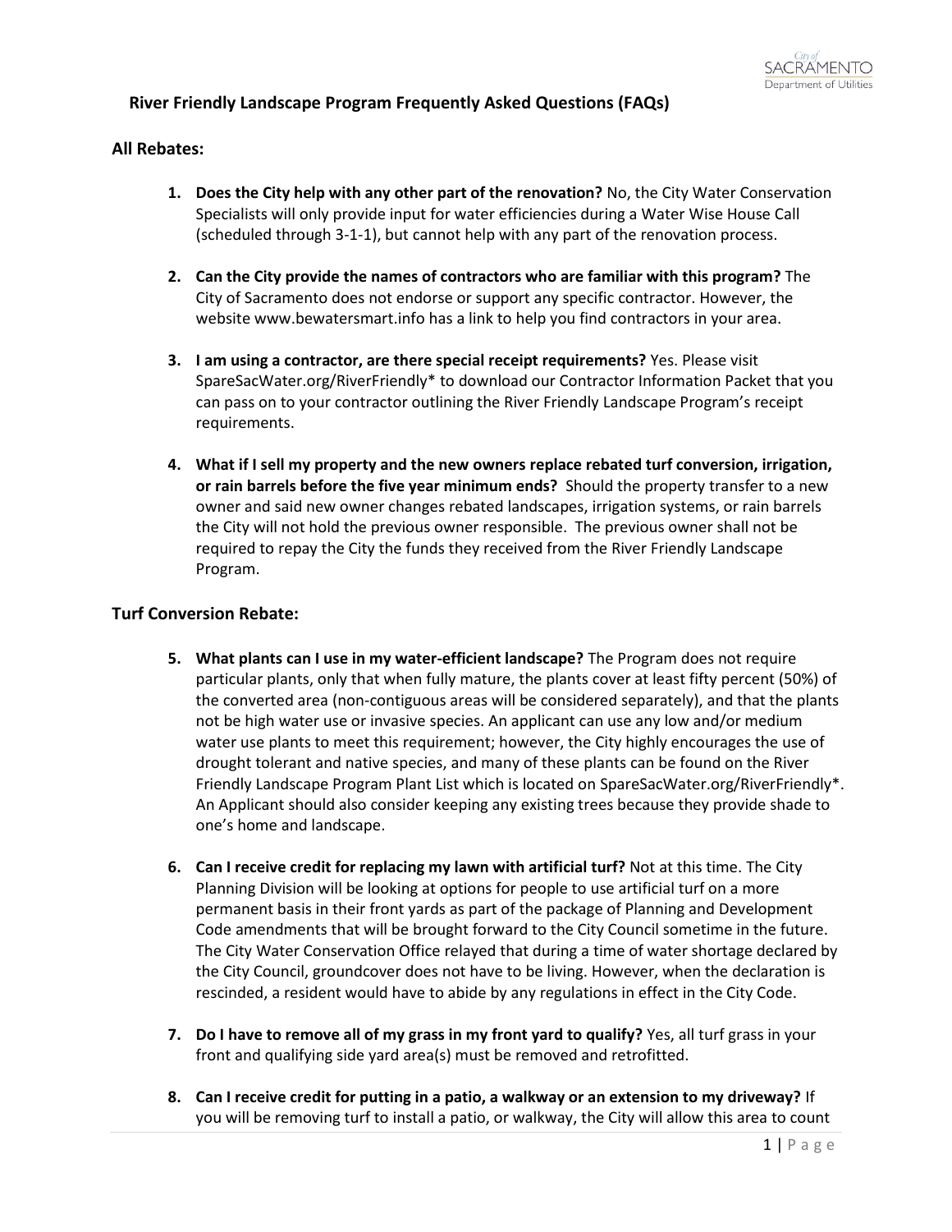## River Friendly Landscape Program Frequently Asked Questions (FAQs)

### All Rebates:

1. **Does the City help with any other part of the renovation?** No, the City Water Conservation Specialists will only provide input for water efficiencies during a Water Wise House Call (scheduled through 3-1-1), but cannot help with any part of the renovation process.

2. **Can the City provide the names of contractors who are familiar with this program?** The City of Sacramento does not endorse or support any specific contractor. However, the website www.bewatersmart.info has a link to help you find contractors in your area.

3. **I am using a contractor, are there special receipt requirements?** Yes. Please visit SpareSacWater.org/RiverFriendly* to download our Contractor Information Packet that you can pass on to your contractor outlining the River Friendly Landscape Program's receipt requirements.

4. **What if I sell my property and the new owners replace rebated turf conversion, irrigation, or rain barrels before the five year minimum ends?** Should the property transfer to a new owner and said new owner changes rebated landscapes, irrigation systems, or rain barrels the City will not hold the previous owner responsible. The previous owner shall not be required to repay the City the funds they received from the River Friendly Landscape Program.

### Turf Conversion Rebate:

5. **What plants can I use in my water-efficient landscape?** The Program does not require particular plants, only that when fully mature, the plants cover at least fifty percent (50%) of the converted area (non-contiguous areas will be considered separately), and that the plants not be high water use or invasive species. An applicant can use any low and/or medium water use plants to meet this requirement; however, the City highly encourages the use of drought tolerant and native species, and many of these plants can be found on the River Friendly Landscape Program Plant List which is located on SpareSacWater.org/RiverFriendly*. An Applicant should also consider keeping any existing trees because they provide shade to one's home and landscape.

6. **Can I receive credit for replacing my lawn with artificial turf?** Not at this time. The City Planning Division will be looking at options for people to use artificial turf on a more permanent basis in their front yards as part of the package of Planning and Development Code amendments that will be brought forward to the City Council sometime in the future. The City Water Conservation Office relayed that during a time of water shortage declared by the City Council, groundcover does not have to be living. However, when the declaration is rescinded, a resident would have to abide by any regulations in effect in the City Code.

7. **Do I have to remove all of my grass in my front yard to qualify?** Yes, all turf grass in your front and qualifying side yard area(s) must be removed and retrofitted.

8. **Can I receive credit for putting in a patio, a walkway or an extension to my driveway?** If you will be removing turf to install a patio, or walkway, the City will allow this area to count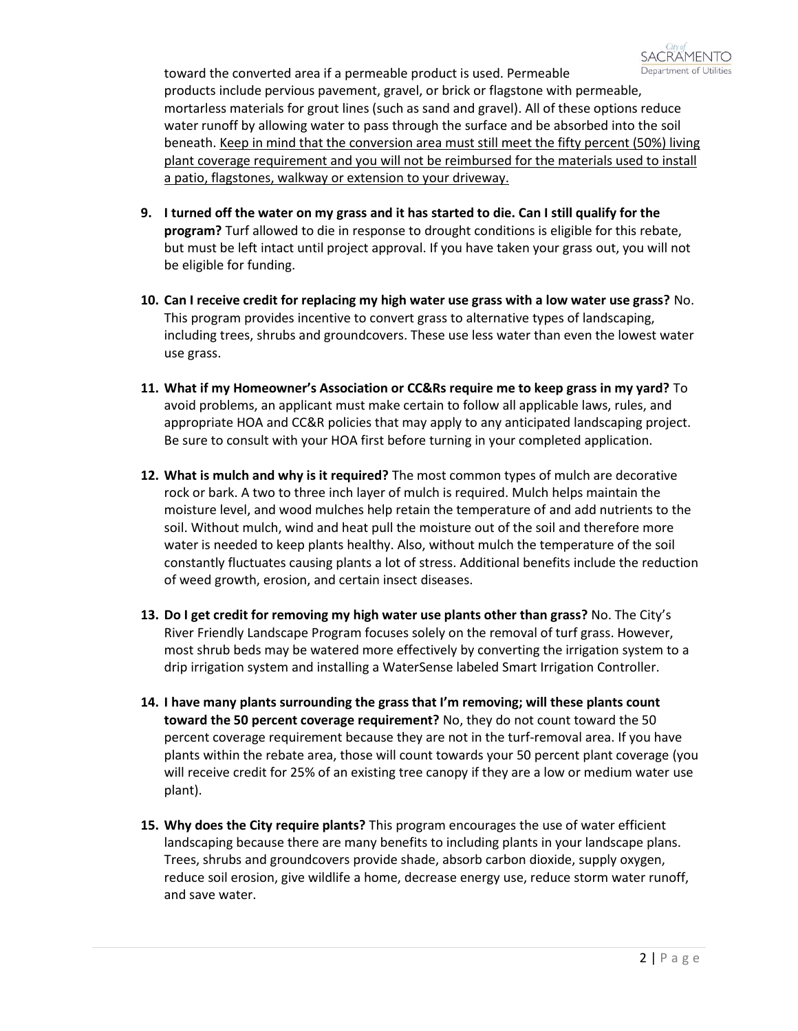toward the converted area if a permeable product is used. Permeable products include pervious pavement, gravel, or brick or flagstone with permeable, mortarless materials for grout lines (such as sand and gravel). All of these options reduce water runoff by allowing water to pass through the surface and be absorbed into the soil beneath. <u>Keep in mind that the conversion area must still meet the fifty percent (50%) living plant coverage requirement and you will not be reimbursed for the materials used to install a patio, flagstones, walkway or extension to your driveway.</u>

9. **I turned off the water on my grass and it has started to die. Can I still qualify for the program?** Turf allowed to die in response to drought conditions is eligible for this rebate, but must be left intact until project approval. If you have taken your grass out, you will not be eligible for funding.

10. **Can I receive credit for replacing my high water use grass with a low water use grass?** No. This program provides incentive to convert grass to alternative types of landscaping, including trees, shrubs and groundcovers. These use less water than even the lowest water use grass.

11. **What if my Homeowner's Association or CC&Rs require me to keep grass in my yard?** To avoid problems, an applicant must make certain to follow all applicable laws, rules, and appropriate HOA and CC&R policies that may apply to any anticipated landscaping project. Be sure to consult with your HOA first before turning in your completed application.

12. **What is mulch and why is it required?** The most common types of mulch are decorative rock or bark. A two to three inch layer of mulch is required. Mulch helps maintain the moisture level, and wood mulches help retain the temperature of and add nutrients to the soil. Without mulch, wind and heat pull the moisture out of the soil and therefore more water is needed to keep plants healthy. Also, without mulch the temperature of the soil constantly fluctuates causing plants a lot of stress. Additional benefits include the reduction of weed growth, erosion, and certain insect diseases.

13. **Do I get credit for removing my high water use plants other than grass?** No. The City's River Friendly Landscape Program focuses solely on the removal of turf grass. However, most shrub beds may be watered more effectively by converting the irrigation system to a drip irrigation system and installing a WaterSense labeled Smart Irrigation Controller.

14. **I have many plants surrounding the grass that I'm removing; will these plants count toward the 50 percent coverage requirement?** No, they do not count toward the 50 percent coverage requirement because they are not in the turf-removal area. If you have plants within the rebate area, those will count towards your 50 percent plant coverage (you will receive credit for 25% of an existing tree canopy if they are a low or medium water use plant).

15. **Why does the City require plants?** This program encourages the use of water efficient landscaping because there are many benefits to including plants in your landscape plans. Trees, shrubs and groundcovers provide shade, absorb carbon dioxide, supply oxygen, reduce soil erosion, give wildlife a home, decrease energy use, reduce storm water runoff, and save water.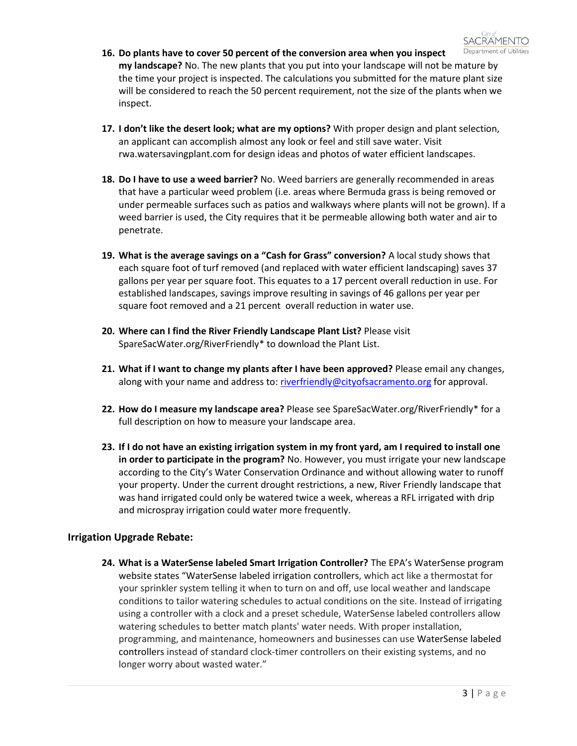16. **Do plants have to cover 50 percent of the conversion area when you inspect my landscape?** No. The new plants that you put into your landscape will not be mature by the time your project is inspected. The calculations you submitted for the mature plant size will be considered to reach the 50 percent requirement, not the size of the plants when we inspect.

17. **I don't like the desert look; what are my options?** With proper design and plant selection, an applicant can accomplish almost any look or feel and still save water. Visit rwa.watersavingplant.com for design ideas and photos of water efficient landscapes.

18. **Do I have to use a weed barrier?** No. Weed barriers are generally recommended in areas that have a particular weed problem (i.e. areas where Bermuda grass is being removed or under permeable surfaces such as patios and walkways where plants will not be grown). If a weed barrier is used, the City requires that it be permeable allowing both water and air to penetrate.

19. **What is the average savings on a "Cash for Grass" conversion?** A local study shows that each square foot of turf removed (and replaced with water efficient landscaping) saves 37 gallons per year per square foot. This equates to a 17 percent overall reduction in use. For established landscapes, savings improve resulting in savings of 46 gallons per year per square foot removed and a 21 percent overall reduction in water use.

20. **Where can I find the River Friendly Landscape Plant List?** Please visit SpareSacWater.org/RiverFriendly* to download the Plant List.

21. **What if I want to change my plants after I have been approved?** Please email any changes, along with your name and address to: riverfriendly@cityofsacramento.org for approval.

22. **How do I measure my landscape area?** Please see SpareSacWater.org/RiverFriendly* for a full description on how to measure your landscape area.

23. **If I do not have an existing irrigation system in my front yard, am I required to install one in order to participate in the program?** No. However, you must irrigate your new landscape according to the City's Water Conservation Ordinance and without allowing water to runoff your property. Under the current drought restrictions, a new, River Friendly landscape that was hand irrigated could only be watered twice a week, whereas a RFL irrigated with drip and microspray irrigation could water more frequently.

## Irrigation Upgrade Rebate:

24. **What is a WaterSense labeled Smart Irrigation Controller?** The EPA's WaterSense program website states "WaterSense labeled irrigation controllers, which act like a thermostat for your sprinkler system telling it when to turn on and off, use local weather and landscape conditions to tailor watering schedules to actual conditions on the site. Instead of irrigating using a controller with a clock and a preset schedule, WaterSense labeled controllers allow watering schedules to better match plants' water needs. With proper installation, programming, and maintenance, homeowners and businesses can use WaterSense labeled controllers instead of standard clock-timer controllers on their existing systems, and no longer worry about wasted water."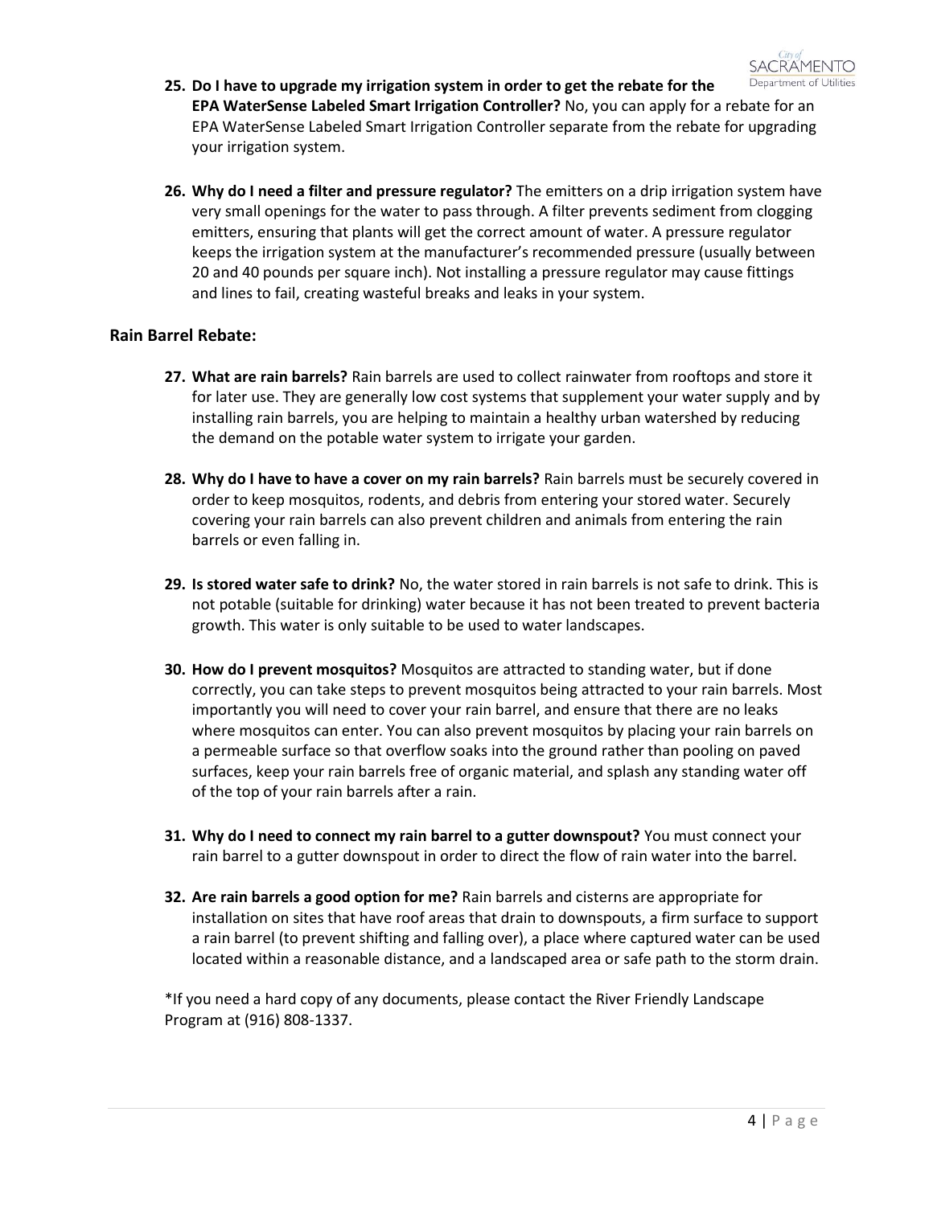25. **Do I have to upgrade my irrigation system in order to get the rebate for the EPA WaterSense Labeled Smart Irrigation Controller?** No, you can apply for a rebate for an EPA WaterSense Labeled Smart Irrigation Controller separate from the rebate for upgrading your irrigation system.

26. **Why do I need a filter and pressure regulator?** The emitters on a drip irrigation system have very small openings for the water to pass through. A filter prevents sediment from clogging emitters, ensuring that plants will get the correct amount of water. A pressure regulator keeps the irrigation system at the manufacturer's recommended pressure (usually between 20 and 40 pounds per square inch). Not installing a pressure regulator may cause fittings and lines to fail, creating wasteful breaks and leaks in your system.

### Rain Barrel Rebate:

27. **What are rain barrels?** Rain barrels are used to collect rainwater from rooftops and store it for later use. They are generally low cost systems that supplement your water supply and by installing rain barrels, you are helping to maintain a healthy urban watershed by reducing the demand on the potable water system to irrigate your garden.

28. **Why do I have to have a cover on my rain barrels?** Rain barrels must be securely covered in order to keep mosquitos, rodents, and debris from entering your stored water. Securely covering your rain barrels can also prevent children and animals from entering the rain barrels or even falling in.

29. **Is stored water safe to drink?** No, the water stored in rain barrels is not safe to drink. This is not potable (suitable for drinking) water because it has not been treated to prevent bacteria growth. This water is only suitable to be used to water landscapes.

30. **How do I prevent mosquitos?** Mosquitos are attracted to standing water, but if done correctly, you can take steps to prevent mosquitos being attracted to your rain barrels. Most importantly you will need to cover your rain barrel, and ensure that there are no leaks where mosquitos can enter. You can also prevent mosquitos by placing your rain barrels on a permeable surface so that overflow soaks into the ground rather than pooling on paved surfaces, keep your rain barrels free of organic material, and splash any standing water off of the top of your rain barrels after a rain.

31. **Why do I need to connect my rain barrel to a gutter downspout?** You must connect your rain barrel to a gutter downspout in order to direct the flow of rain water into the barrel.

32. **Are rain barrels a good option for me?** Rain barrels and cisterns are appropriate for installation on sites that have roof areas that drain to downspouts, a firm surface to support a rain barrel (to prevent shifting and falling over), a place where captured water can be used located within a reasonable distance, and a landscaped area or safe path to the storm drain.

*If you need a hard copy of any documents, please contact the River Friendly Landscape Program at (916) 808-1337.